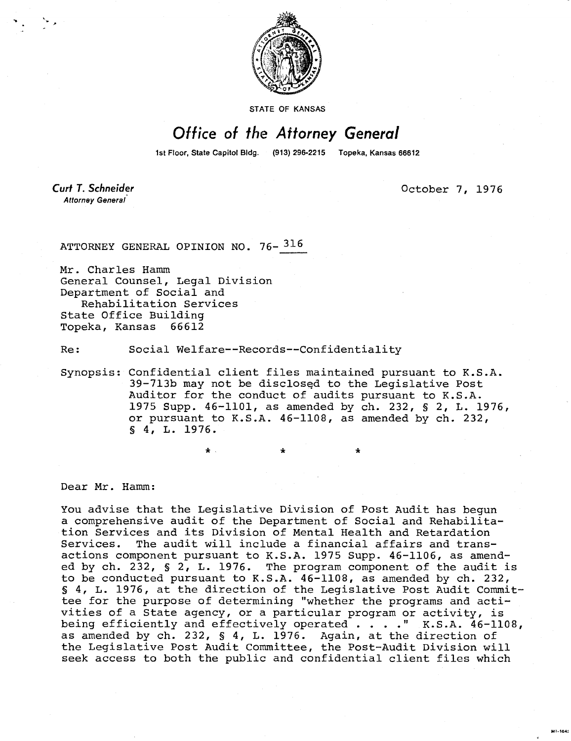STATE OF KANSAS

# Office of the Attorney General

1st Floor, State Capitol Bldg. (913) 296-2215 Topeka, Kansas 66612

**Curt T. Schneider**
*Attorney General*

October 7, 1976

ATTORNEY GENERAL OPINION NO. 76-316

Mr. Charles Hamm
General Counsel, Legal Division
Department of Social and
Rehabilitation Services
State Office Building
Topeka, Kansas 66612

Re: Social Welfare--Records--Confidentiality

Synopsis: Confidential client files maintained pursuant to K.S.A. 39-713b may not be disclosed to the Legislative Post Auditor for the conduct of audits pursuant to K.S.A. 1975 Supp. 46-1101, as amended by ch. 232, § 2, L. 1976, or pursuant to K.S.A. 46-1108, as amended by ch. 232, § 4, L. 1976.

\* \* \*

Dear Mr. Hamm:

You advise that the Legislative Division of Post Audit has begun a comprehensive audit of the Department of Social and Rehabilitation Services and its Division of Mental Health and Retardation Services. The audit will include a financial affairs and transactions component pursuant to K.S.A. 1975 Supp. 46-1106, as amended by ch. 232, § 2, L. 1976. The program component of the audit is to be conducted pursuant to K.S.A. 46-1108, as amended by ch. 232, § 4, L. 1976, at the direction of the Legislative Post Audit Committee for the purpose of determining "whether the programs and activities of a State agency, or a particular program or activity, is being efficiently and effectively operated . . . ." K.S.A. 46-1108, as amended by ch. 232, § 4, L. 1976. Again, at the direction of the Legislative Post Audit Committee, the Post-Audit Division will seek access to both the public and confidential client files which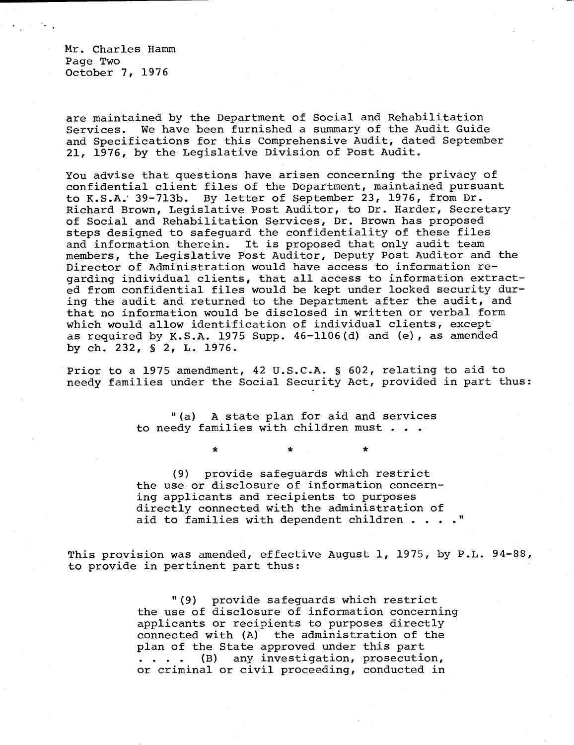are maintained by the Department of Social and Rehabilitation Services. We have been furnished a summary of the Audit Guide and Specifications for this Comprehensive Audit, dated September 21, 1976, by the Legislative Division of Post Audit.

You advise that questions have arisen concerning the privacy of confidential client files of the Department, maintained pursuant to K.S.A. 39-713b. By letter of September 23, 1976, from Dr. Richard Brown, Legislative Post Auditor, to Dr. Harder, Secretary of Social and Rehabilitation Services, Dr. Brown has proposed steps designed to safeguard the confidentiality of these files and information therein. It is proposed that only audit team members, the Legislative Post Auditor, Deputy Post Auditor and the Director of Administration would have access to information regarding individual clients, that all access to information extracted from confidential files would be kept under locked security during the audit and returned to the Department after the audit, and that no information would be disclosed in written or verbal form which would allow identification of individual clients, except as required by K.S.A. 1975 Supp. 46-1106(d) and (e), as amended by ch. 232, § 2, L. 1976.

Prior to a 1975 amendment, 42 U.S.C.A. § 602, relating to aid to needy families under the Social Security Act, provided in part thus:

> "(a) A state plan for aid and services to needy families with children must . . .
>
> \* \* \*
>
> (9) provide safeguards which restrict the use or disclosure of information concerning applicants and recipients to purposes directly connected with the administration of aid to families with dependent children . . . ."

This provision was amended, effective August 1, 1975, by P.L. 94-88, to provide in pertinent part thus:

> "(9) provide safeguards which restrict the use of disclosure of information concerning applicants or recipients to purposes directly connected with (A) the administration of the plan of the State approved under this part . . . . (B) any investigation, prosecution, or criminal or civil proceeding, conducted in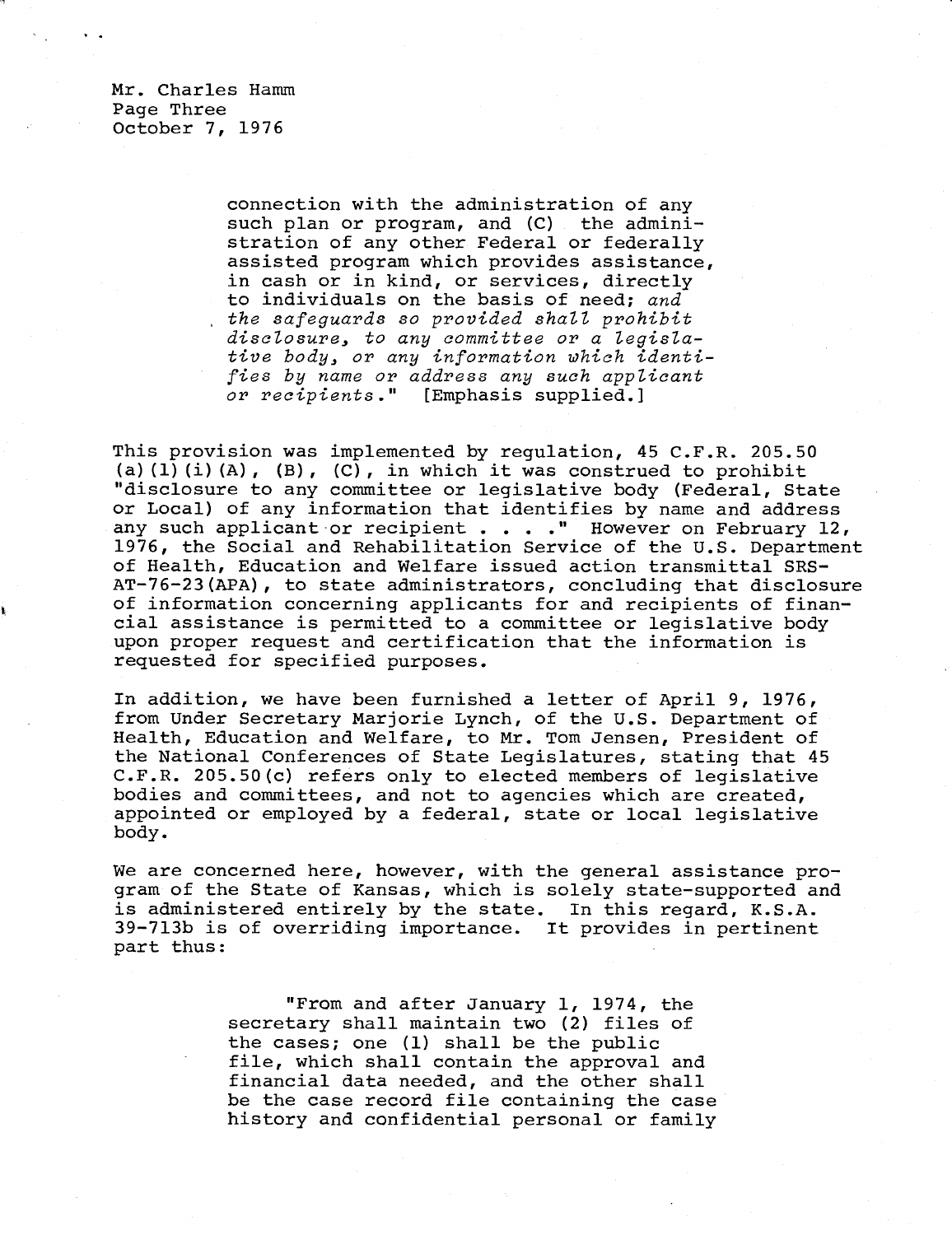Mr. Charles Hamm
Page Three
October 7, 1976

> connection with the administration of any such plan or program, and (C) the administration of any other Federal or federally assisted program which provides assistance, in cash or in kind, or services, directly to individuals on the basis of need; *and the safeguards so provided shall prohibit disclosure, to any committee or a legislative body, or any information which identifies by name or address any such applicant or recipients*." [Emphasis supplied.]

This provision was implemented by regulation, 45 C.F.R. 205.50 (a)(1)(i)(A), (B), (C), in which it was construed to prohibit "disclosure to any committee or legislative body (Federal, State or Local) of any information that identifies by name and address any such applicant or recipient . . . ." However on February 12, 1976, the Social and Rehabilitation Service of the U.S. Department of Health, Education and Welfare issued action transmittal SRS-AT-76-23(APA), to state administrators, concluding that disclosure of information concerning applicants for and recipients of financial assistance is permitted to a committee or legislative body upon proper request and certification that the information is requested for specified purposes.

In addition, we have been furnished a letter of April 9, 1976, from Under Secretary Marjorie Lynch, of the U.S. Department of Health, Education and Welfare, to Mr. Tom Jensen, President of the National Conferences of State Legislatures, stating that 45 C.F.R. 205.50(c) refers only to elected members of legislative bodies and committees, and not to agencies which are created, appointed or employed by a federal, state or local legislative body.

We are concerned here, however, with the general assistance program of the State of Kansas, which is solely state-supported and is administered entirely by the state. In this regard, K.S.A. 39-713b is of overriding importance. It provides in pertinent part thus:

> "From and after January 1, 1974, the secretary shall maintain two (2) files of the cases; one (1) shall be the public file, which shall contain the approval and financial data needed, and the other shall be the case record file containing the case history and confidential personal or family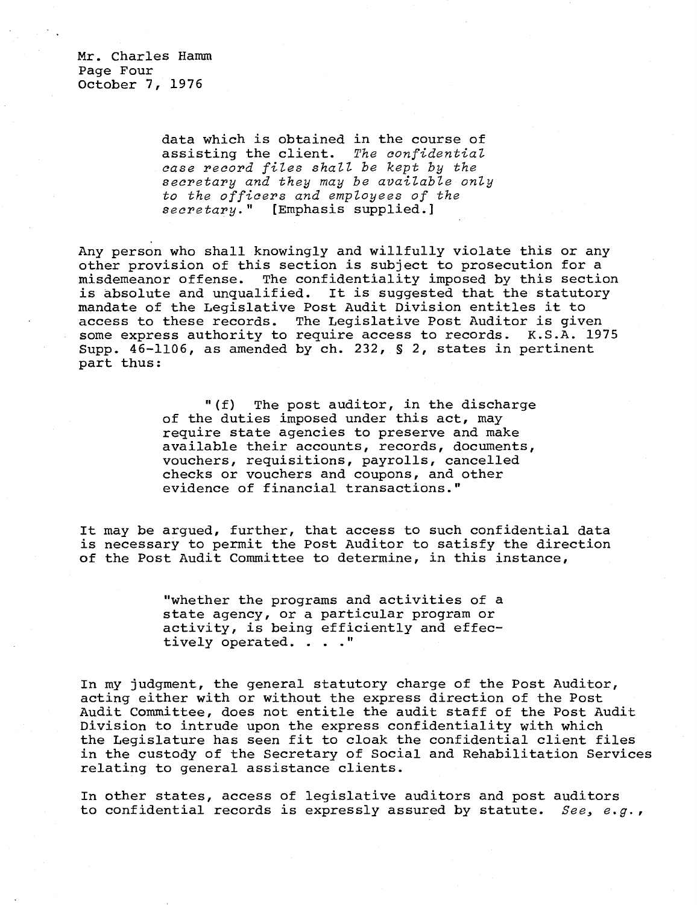> data which is obtained in the course of assisting the client. *The confidential case record files shall be kept by the secretary and they may be available only to the officers and employees of the secretary.*" [Emphasis supplied.]

Any person who shall knowingly and willfully violate this or any other provision of this section is subject to prosecution for a misdemeanor offense. The confidentiality imposed by this section is absolute and unqualified. It is suggested that the statutory mandate of the Legislative Post Audit Division entitles it to access to these records. The Legislative Post Auditor is given some express authority to require access to records. K.S.A. 1975 Supp. 46-1106, as amended by ch. 232, § 2, states in pertinent part thus:

> "(f) The post auditor, in the discharge of the duties imposed under this act, may require state agencies to preserve and make available their accounts, records, documents, vouchers, requisitions, payrolls, cancelled checks or vouchers and coupons, and other evidence of financial transactions."

It may be argued, further, that access to such confidential data is necessary to permit the Post Auditor to satisfy the direction of the Post Audit Committee to determine, in this instance,

> "whether the programs and activities of a state agency, or a particular program or activity, is being efficiently and effectively operated. . . ."

In my judgment, the general statutory charge of the Post Auditor, acting either with or without the express direction of the Post Audit Committee, does not entitle the audit staff of the Post Audit Division to intrude upon the express confidentiality with which the Legislature has seen fit to cloak the confidential client files in the custody of the Secretary of Social and Rehabilitation Services relating to general assistance clients.

In other states, access of legislative auditors and post auditors to confidential records is expressly assured by statute. *See, e.g.*,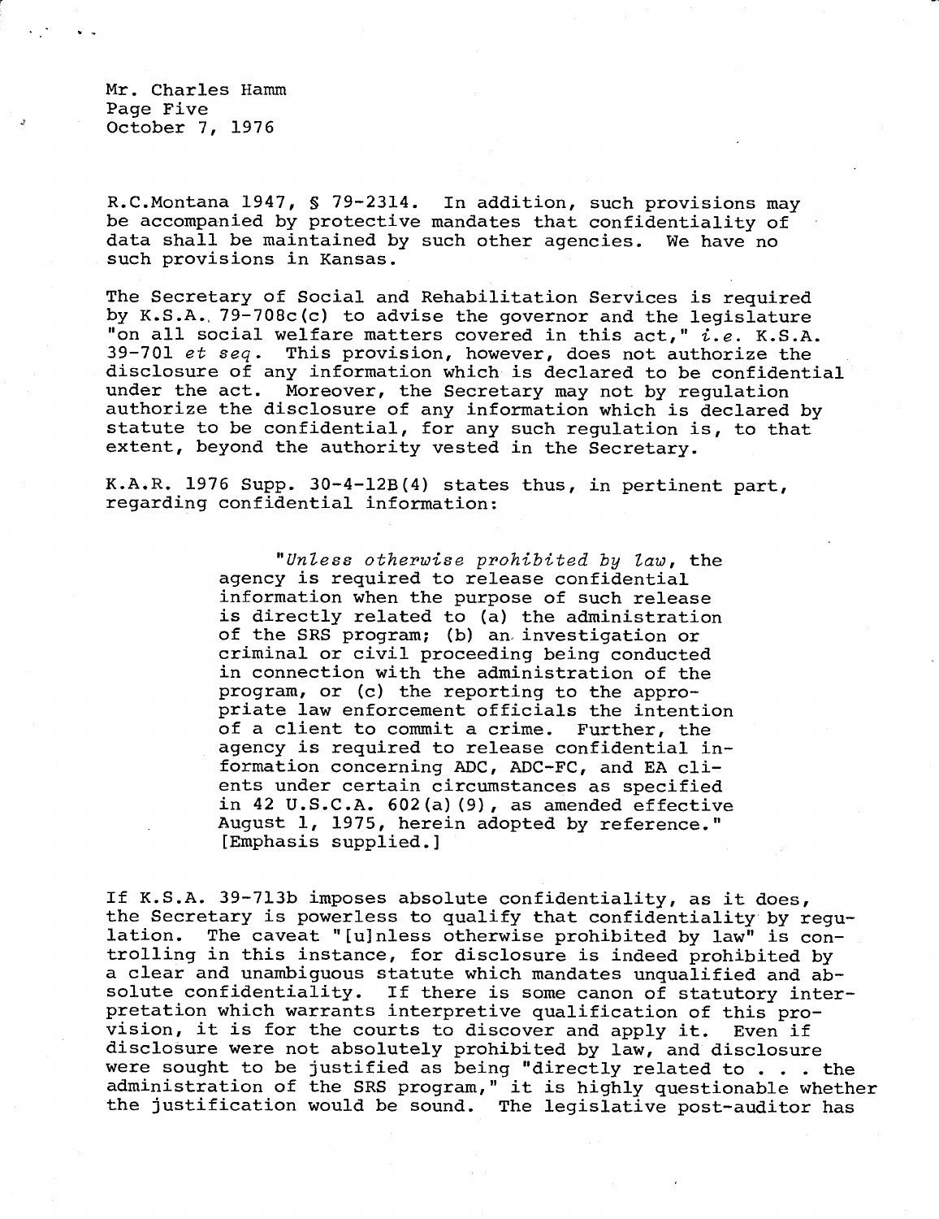R.C.Montana 1947, § 79-2314. In addition, such provisions may be accompanied by protective mandates that confidentiality of data shall be maintained by such other agencies. We have no such provisions in Kansas.

The Secretary of Social and Rehabilitation Services is required by K.S.A. 79-708c(c) to advise the governor and the legislature "on all social welfare matters covered in this act," *i.e.* K.S.A. 39-701 *et seq*. This provision, however, does not authorize the disclosure of any information which is declared to be confidential under the act. Moreover, the Secretary may not by regulation authorize the disclosure of any information which is declared by statute to be confidential, for any such regulation is, to that extent, beyond the authority vested in the Secretary.

K.A.R. 1976 Supp. 30-4-12B(4) states thus, in pertinent part, regarding confidential information:

> "*Unless otherwise prohibited by law*, the agency is required to release confidential information when the purpose of such release is directly related to (a) the administration of the SRS program; (b) an investigation or criminal or civil proceeding being conducted in connection with the administration of the program, or (c) the reporting to the appropriate law enforcement officials the intention of a client to commit a crime. Further, the agency is required to release confidential information concerning ADC, ADC-FC, and EA clients under certain circumstances as specified in 42 U.S.C.A. 602(a)(9), as amended effective August 1, 1975, herein adopted by reference." [Emphasis supplied.]

If K.S.A. 39-713b imposes absolute confidentiality, as it does, the Secretary is powerless to qualify that confidentiality by regulation. The caveat "[u]nless otherwise prohibited by law" is controlling in this instance, for disclosure is indeed prohibited by a clear and unambiguous statute which mandates unqualified and absolute confidentiality. If there is some canon of statutory interpretation which warrants interpretive qualification of this provision, it is for the courts to discover and apply it. Even if disclosure were not absolutely prohibited by law, and disclosure were sought to be justified as being "directly related to . . . the administration of the SRS program," it is highly questionable whether the justification would be sound. The legislative post-auditor has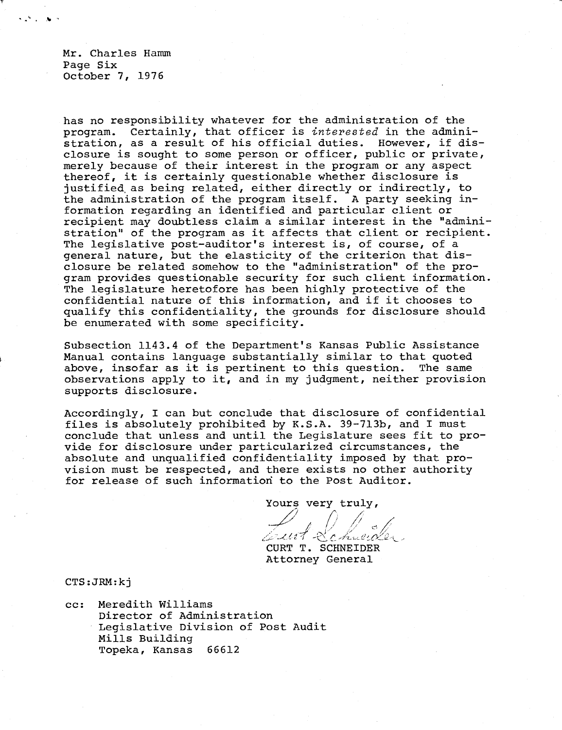Mr. Charles Hamm
Page Six
October 7, 1976

has no responsibility whatever for the administration of the program. Certainly, that officer is *interested* in the administration, as a result of his official duties. However, if disclosure is sought to some person or officer, public or private, merely because of their interest in the program or any aspect thereof, it is certainly questionable whether disclosure is justified as being related, either directly or indirectly, to the administration of the program itself. A party seeking information regarding an identified and particular client or recipient may doubtless claim a similar interest in the "administration" of the program as it affects that client or recipient. The legislative post-auditor's interest is, of course, of a general nature, but the elasticity of the criterion that disclosure be related somehow to the "administration" of the program provides questionable security for such client information. The legislature heretofore has been highly protective of the confidential nature of this information, and if it chooses to qualify this confidentiality, the grounds for disclosure should be enumerated with some specificity.

Subsection 1143.4 of the Department's Kansas Public Assistance Manual contains language substantially similar to that quoted above, insofar as it is pertinent to this question. The same observations apply to it, and in my judgment, neither provision supports disclosure.

Accordingly, I can but conclude that disclosure of confidential files is absolutely prohibited by K.S.A. 39-713b, and I must conclude that unless and until the Legislature sees fit to provide for disclosure under particularized circumstances, the absolute and unqualified confidentiality imposed by that provision must be respected, and there exists no other authority for release of such information to the Post Auditor.

Yours very truly,

Curt Schneider

CURT T. SCHNEIDER
Attorney General

CTS:JRM:kj

cc: Meredith Williams
Director of Administration
Legislative Division of Post Audit
Mills Building
Topeka, Kansas 66612